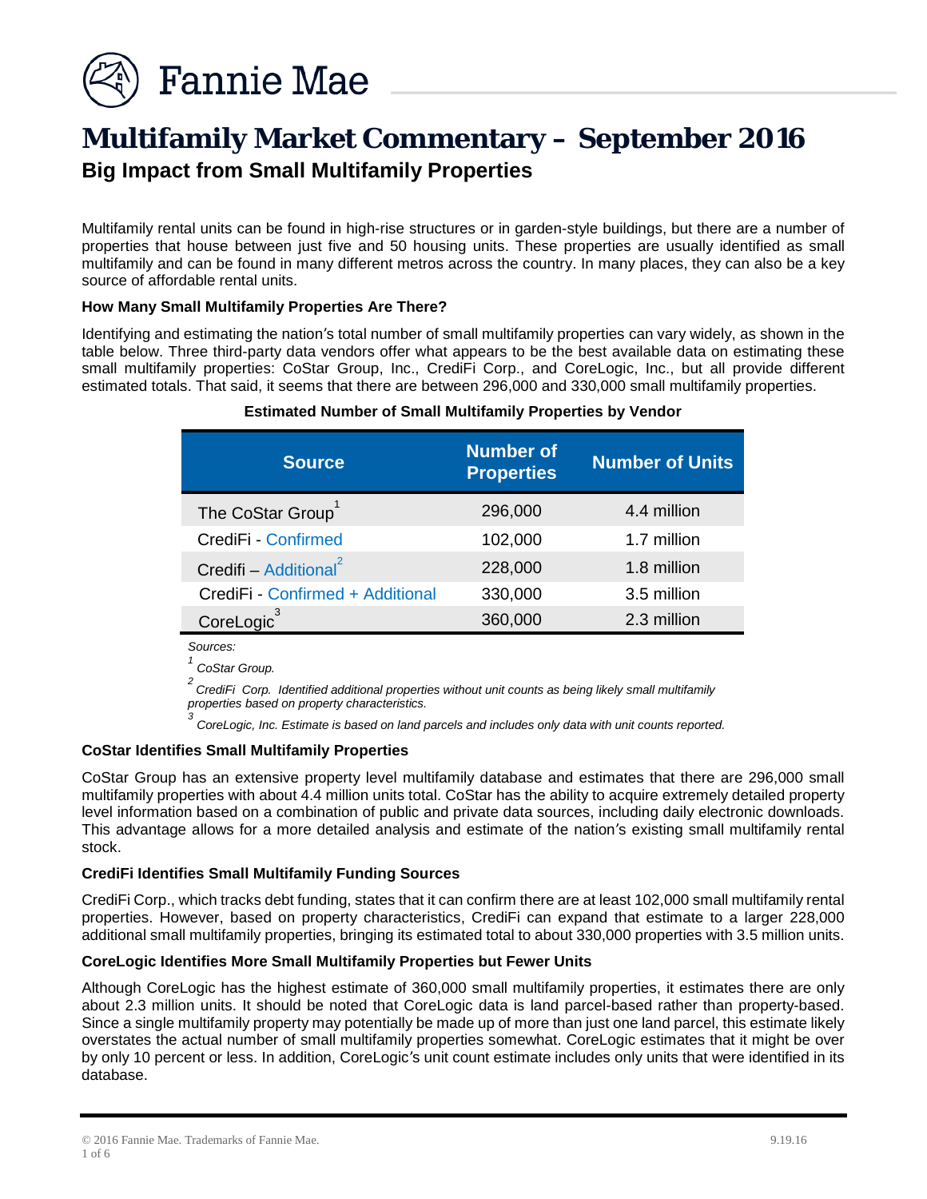# Fannie Mae

# Multifamily Market Commentary – September 2016

## Big Impact from Small Multifamily Properties

Multifamily rental units can be found in high-rise structures or in garden-style buildings, but there are a number of properties that house between just five and 50 housing units. These properties are usually identified as small multifamily and can be found in many different metros across the country. In many places, they can also be a key source of affordable rental units.

**How Many Small Multifamily Properties Are There?**

Identifying and estimating the nation's total number of small multifamily properties can vary widely, as shown in the table below. Three third-party data vendors offer what appears to be the best available data on estimating these small multifamily properties: CoStar Group, Inc., CrediFi Corp., and CoreLogic, Inc., but all provide different estimated totals. That said, it seems that there are between 296,000 and 330,000 small multifamily properties.

**Estimated Number of Small Multifamily Properties by Vendor**

| Source | Number of Properties | Number of Units |
|---|---|---|
| The CoStar Group[1] | 296,000 | 4.4 million |
| CrediFi - Confirmed | 102,000 | 1.7 million |
| Credifi – Additional[2] | 228,000 | 1.8 million |
| CrediFi - Confirmed + Additional | 330,000 | 3.5 million |
| CoreLogic[3] | 360,000 | 2.3 million |

*Sources:*

*[1] CoStar Group.*

*[2] CrediFi Corp. Identified additional properties without unit counts as being likely small multifamily properties based on property characteristics.*

*[3] CoreLogic, Inc. Estimate is based on land parcels and includes only data with unit counts reported.*

**CoStar Identifies Small Multifamily Properties**

CoStar Group has an extensive property level multifamily database and estimates that there are 296,000 small multifamily properties with about 4.4 million units total. CoStar has the ability to acquire extremely detailed property level information based on a combination of public and private data sources, including daily electronic downloads. This advantage allows for a more detailed analysis and estimate of the nation's existing small multifamily rental stock.

**CrediFi Identifies Small Multifamily Funding Sources**

CrediFi Corp., which tracks debt funding, states that it can confirm there are at least 102,000 small multifamily rental properties. However, based on property characteristics, CrediFi can expand that estimate to a larger 228,000 additional small multifamily properties, bringing its estimated total to about 330,000 properties with 3.5 million units.

**CoreLogic Identifies More Small Multifamily Properties but Fewer Units**

Although CoreLogic has the highest estimate of 360,000 small multifamily properties, it estimates there are only about 2.3 million units. It should be noted that CoreLogic data is land parcel-based rather than property-based. Since a single multifamily property may potentially be made up of more than just one land parcel, this estimate likely overstates the actual number of small multifamily properties somewhat. CoreLogic estimates that it might be over by only 10 percent or less. In addition, CoreLogic's unit count estimate includes only units that were identified in its database.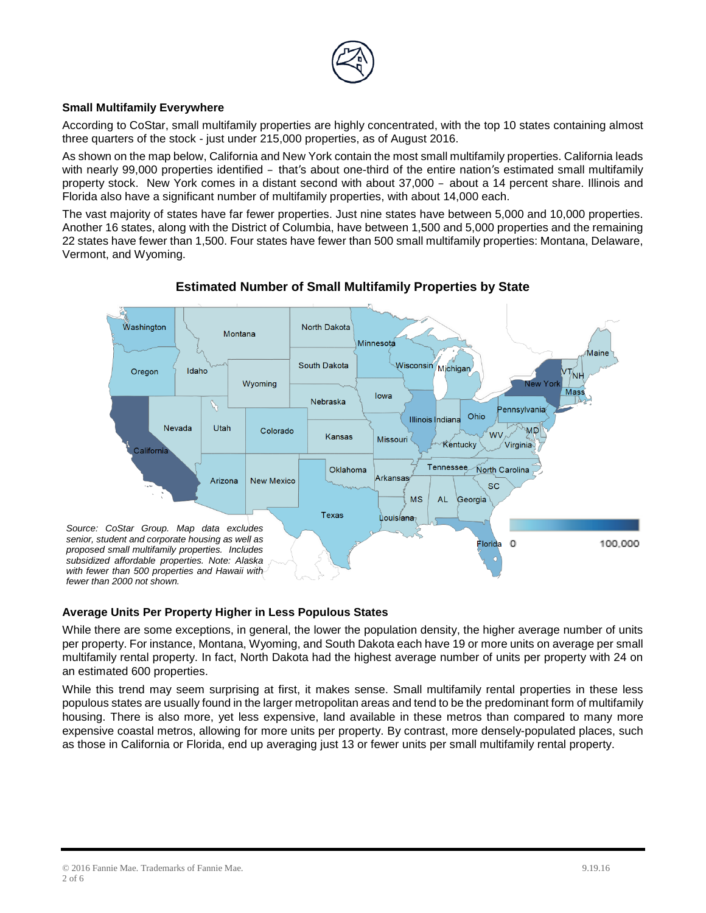### Small Multifamily Everywhere

According to CoStar, small multifamily properties are highly concentrated, with the top 10 states containing almost three quarters of the stock - just under 215,000 properties, as of August 2016.

As shown on the map below, California and New York contain the most small multifamily properties. California leads with nearly 99,000 properties identified – that's about one-third of the entire nation's estimated small multifamily property stock. New York comes in a distant second with about 37,000 – about a 14 percent share. Illinois and Florida also have a significant number of multifamily properties, with about 14,000 each.

The vast majority of states have far fewer properties. Just nine states have between 5,000 and 10,000 properties. Another 16 states, along with the District of Columbia, have between 1,500 and 5,000 properties and the remaining 22 states have fewer than 1,500. Four states have fewer than 500 small multifamily properties: Montana, Delaware, Vermont, and Wyoming.

**Estimated Number of Small Multifamily Properties by State**

*Source: CoStar Group. Map data excludes senior, student and corporate housing as well as proposed small multifamily properties. Includes subsidized affordable properties. Note: Alaska with fewer than 500 properties and Hawaii with fewer than 2000 not shown.*

### Average Units Per Property Higher in Less Populous States

While there are some exceptions, in general, the lower the population density, the higher average number of units per property. For instance, Montana, Wyoming, and South Dakota each have 19 or more units on average per small multifamily rental property. In fact, North Dakota had the highest average number of units per property with 24 on an estimated 600 properties.

While this trend may seem surprising at first, it makes sense. Small multifamily rental properties in these less populous states are usually found in the larger metropolitan areas and tend to be the predominant form of multifamily housing. There is also more, yet less expensive, land available in these metros than compared to many more expensive coastal metros, allowing for more units per property. By contrast, more densely-populated places, such as those in California or Florida, end up averaging just 13 or fewer units per small multifamily rental property.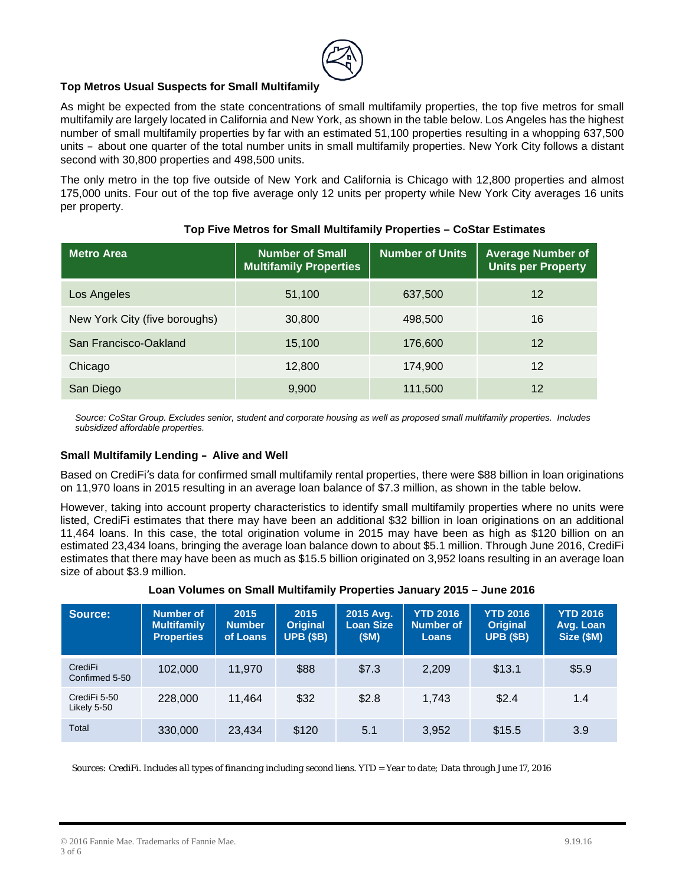### Top Metros Usual Suspects for Small Multifamily

As might be expected from the state concentrations of small multifamily properties, the top five metros for small multifamily are largely located in California and New York, as shown in the table below. Los Angeles has the highest number of small multifamily properties by far with an estimated 51,100 properties resulting in a whopping 637,500 units – about one quarter of the total number units in small multifamily properties. New York City follows a distant second with 30,800 properties and 498,500 units.

The only metro in the top five outside of New York and California is Chicago with 12,800 properties and almost 175,000 units. Four out of the top five average only 12 units per property while New York City averages 16 units per property.

**Top Five Metros for Small Multifamily Properties – CoStar Estimates**

| Metro Area | Number of Small Multifamily Properties | Number of Units | Average Number of Units per Property |
|---|---|---|---|
| Los Angeles | 51,100 | 637,500 | 12 |
| New York City (five boroughs) | 30,800 | 498,500 | 16 |
| San Francisco-Oakland | 15,100 | 176,600 | 12 |
| Chicago | 12,800 | 174,900 | 12 |
| San Diego | 9,900 | 111,500 | 12 |

*Source: CoStar Group. Excludes senior, student and corporate housing as well as proposed small multifamily properties. Includes subsidized affordable properties.*

### Small Multifamily Lending – Alive and Well

Based on CrediFi's data for confirmed small multifamily rental properties, there were $88 billion in loan originations on 11,970 loans in 2015 resulting in an average loan balance of $7.3 million, as shown in the table below.

However, taking into account property characteristics to identify small multifamily properties where no units were listed, CrediFi estimates that there may have been an additional $32 billion in loan originations on an additional 11,464 loans. In this case, the total origination volume in 2015 may have been as high as $120 billion on an estimated 23,434 loans, bringing the average loan balance down to about $5.1 million. Through June 2016, CrediFi estimates that there may have been as much as $15.5 billion originated on 3,952 loans resulting in an average loan size of about $3.9 million.

**Loan Volumes on Small Multifamily Properties January 2015 – June 2016**

| Source: | Number of Multifamily Properties | 2015 Number of Loans | 2015 Original UPB ($B) | 2015 Avg. Loan Size ($M) | YTD 2016 Number of Loans | YTD 2016 Original UPB ($B) | YTD 2016 Avg. Loan Size ($M) |
|---|---|---|---|---|---|---|---|
| CrediFi Confirmed 5-50 | 102,000 | 11,970 | $88 | $7.3 | 2,209 | $13.1 | $5.9 |
| CrediFi 5-50 Likely 5-50 | 228,000 | 11,464 | $32 | $2.8 | 1,743 | $2.4 | 1.4 |
| Total | 330,000 | 23,434 | $120 | 5.1 | 3,952 | $15.5 | 3.9 |

Sources: CrediFi. Includes all types of financing including second liens. YTD = Year to date; Data through June 17, 2016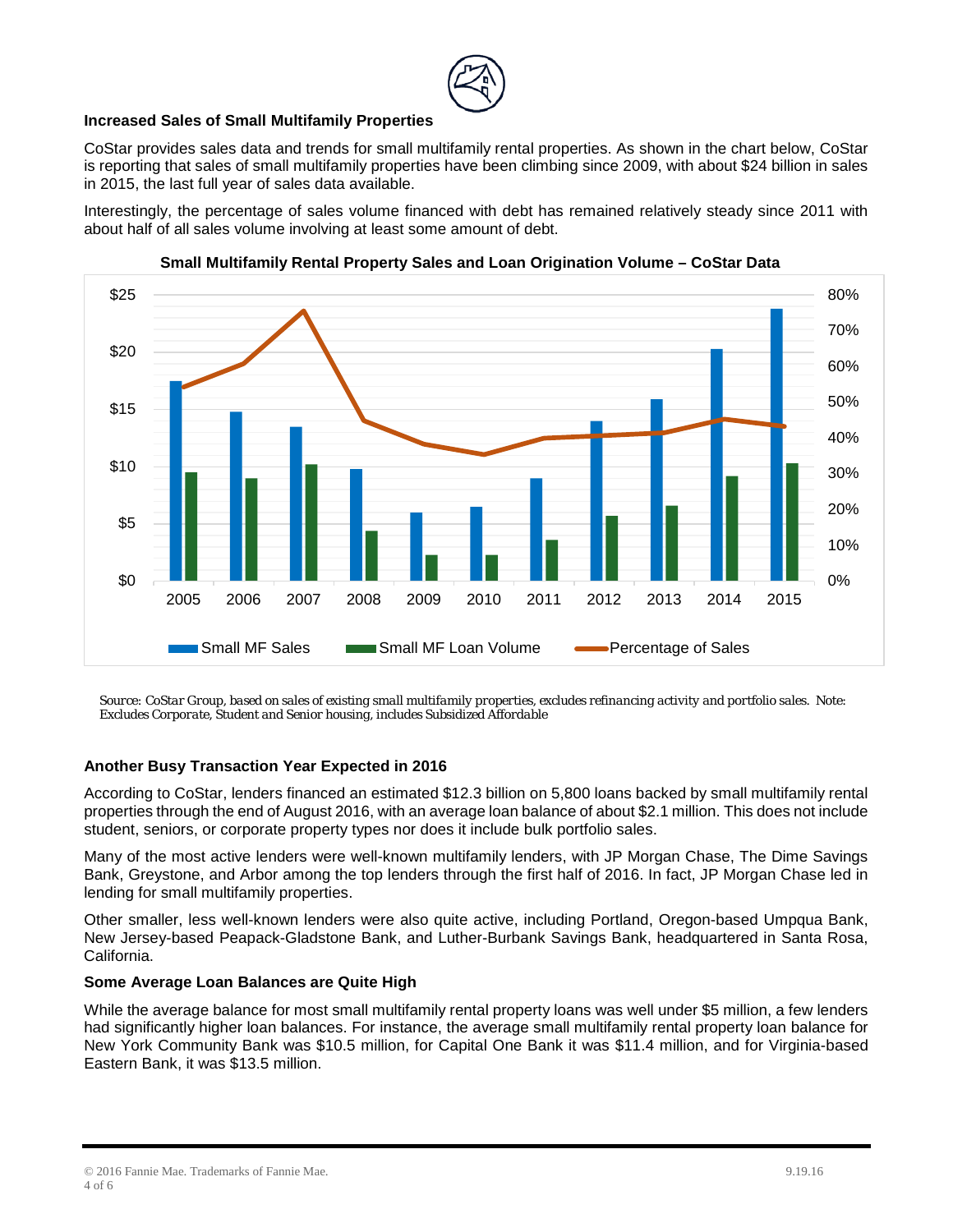### Increased Sales of Small Multifamily Properties

CoStar provides sales data and trends for small multifamily rental properties. As shown in the chart below, CoStar is reporting that sales of small multifamily properties have been climbing since 2009, with about $24 billion in sales in 2015, the last full year of sales data available.

Interestingly, the percentage of sales volume financed with debt has remained relatively steady since 2011 with about half of all sales volume involving at least some amount of debt.

**Small Multifamily Rental Property Sales and Loan Origination Volume – CoStar Data**

*Source: CoStar Group, based on sales of existing small multifamily properties, excludes refinancing activity and portfolio sales. Note: Excludes Corporate, Student and Senior housing, includes Subsidized Affordable*

### Another Busy Transaction Year Expected in 2016

According to CoStar, lenders financed an estimated $12.3 billion on 5,800 loans backed by small multifamily rental properties through the end of August 2016, with an average loan balance of about $2.1 million. This does not include student, seniors, or corporate property types nor does it include bulk portfolio sales.

Many of the most active lenders were well-known multifamily lenders, with JP Morgan Chase, The Dime Savings Bank, Greystone, and Arbor among the top lenders through the first half of 2016. In fact, JP Morgan Chase led in lending for small multifamily properties.

Other smaller, less well-known lenders were also quite active, including Portland, Oregon-based Umpqua Bank, New Jersey-based Peapack-Gladstone Bank, and Luther-Burbank Savings Bank, headquartered in Santa Rosa, California.

### Some Average Loan Balances are Quite High

While the average balance for most small multifamily rental property loans was well under $5 million, a few lenders had significantly higher loan balances. For instance, the average small multifamily rental property loan balance for New York Community Bank was $10.5 million, for Capital One Bank it was $11.4 million, and for Virginia-based Eastern Bank, it was $13.5 million.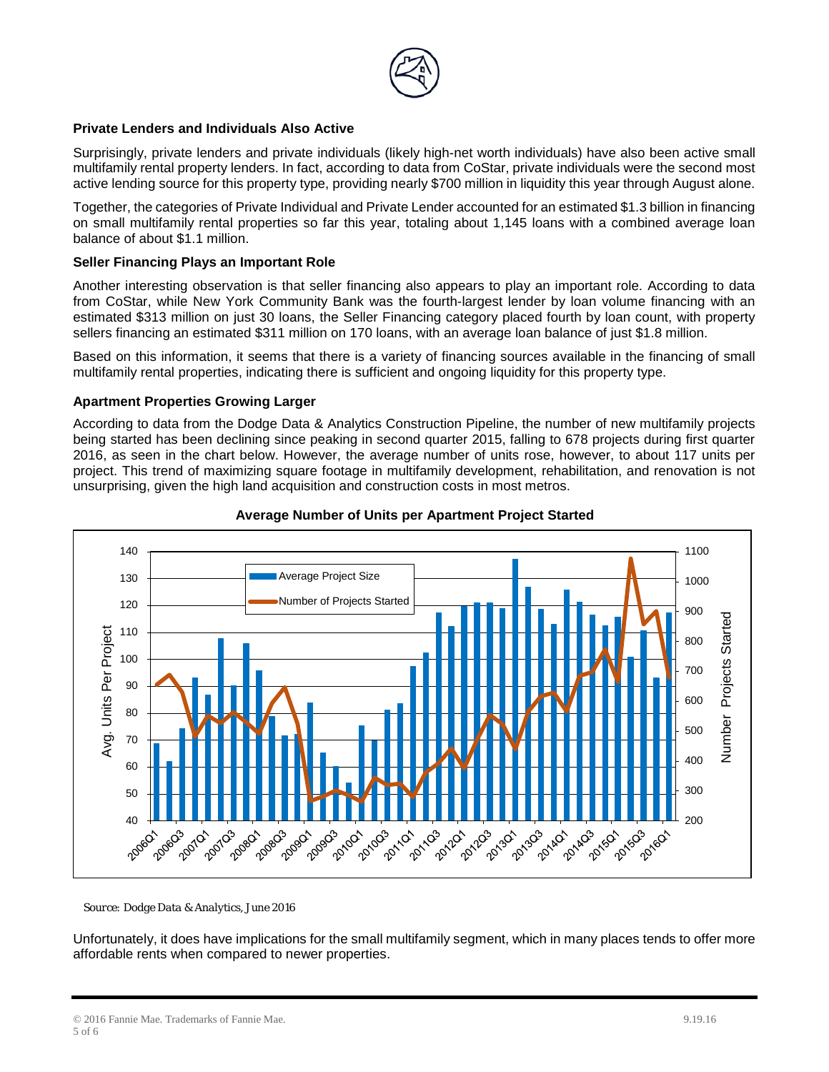### Private Lenders and Individuals Also Active

Surprisingly, private lenders and private individuals (likely high-net worth individuals) have also been active small multifamily rental property lenders. In fact, according to data from CoStar, private individuals were the second most active lending source for this property type, providing nearly $700 million in liquidity this year through August alone.

Together, the categories of Private Individual and Private Lender accounted for an estimated $1.3 billion in financing on small multifamily rental properties so far this year, totaling about 1,145 loans with a combined average loan balance of about $1.1 million.

### Seller Financing Plays an Important Role

Another interesting observation is that seller financing also appears to play an important role. According to data from CoStar, while New York Community Bank was the fourth-largest lender by loan volume financing with an estimated $313 million on just 30 loans, the Seller Financing category placed fourth by loan count, with property sellers financing an estimated $311 million on 170 loans, with an average loan balance of just $1.8 million.

Based on this information, it seems that there is a variety of financing sources available in the financing of small multifamily rental properties, indicating there is sufficient and ongoing liquidity for this property type.

### Apartment Properties Growing Larger

According to data from the Dodge Data & Analytics Construction Pipeline, the number of new multifamily projects being started has been declining since peaking in second quarter 2015, falling to 678 projects during first quarter 2016, as seen in the chart below. However, the average number of units rose, however, to about 117 units per project. This trend of maximizing square footage in multifamily development, rehabilitation, and renovation is not unsurprising, given the high land acquisition and construction costs in most metros.

**Average Number of Units per Apartment Project Started**

*Source: Dodge Data & Analytics, June 2016*

Unfortunately, it does have implications for the small multifamily segment, which in many places tends to offer more affordable rents when compared to newer properties.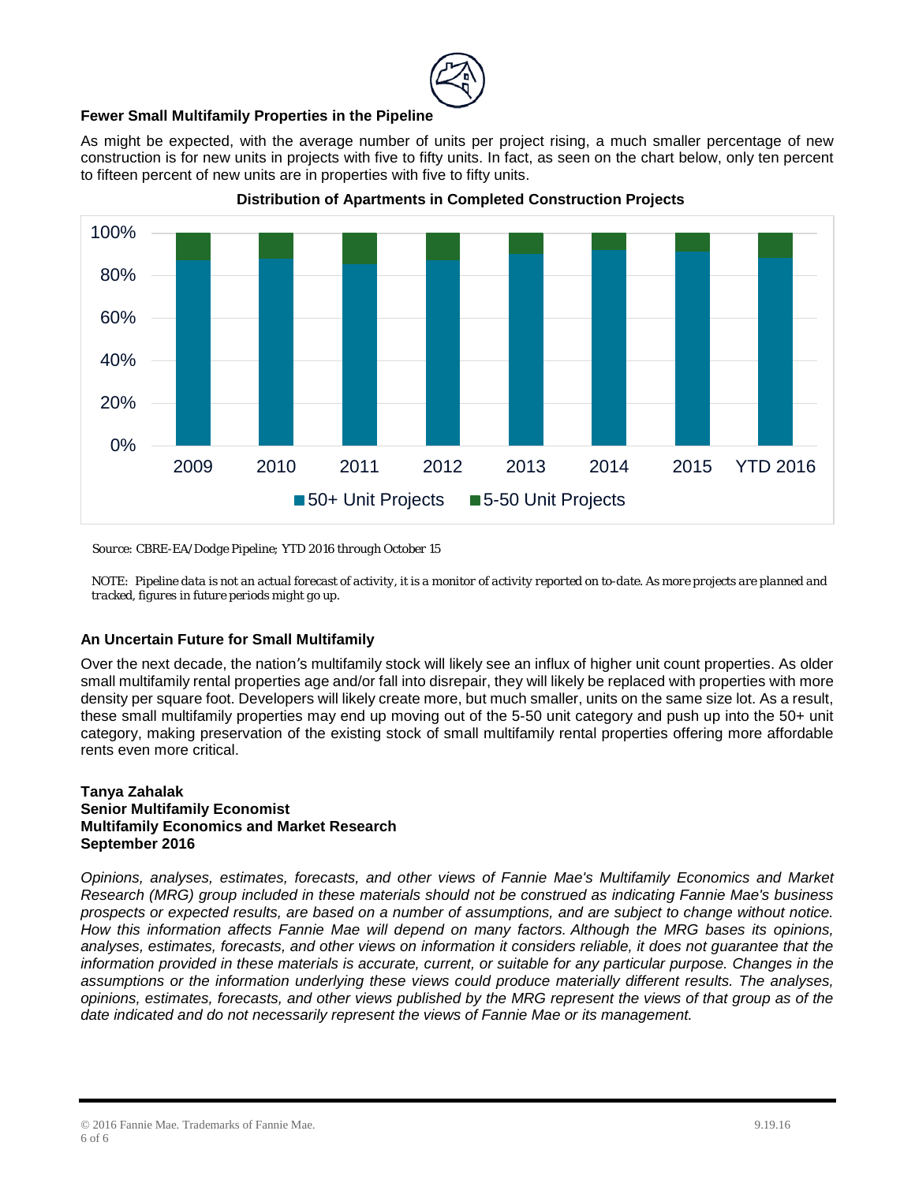### Fewer Small Multifamily Properties in the Pipeline

As might be expected, with the average number of units per project rising, a much smaller percentage of new construction is for new units in projects with five to fifty units. In fact, as seen on the chart below, only ten percent to fifteen percent of new units are in properties with five to fifty units.

**Distribution of Apartments in Completed Construction Projects**

100%
80%
60%
40%
20%
0%

2009 2010 2011 2012 2013 2014 2015 YTD 2016

50+ Unit Projects
5-50 Unit Projects

*Source: CBRE-EA/Dodge Pipeline; YTD 2016 through October 15*

*NOTE: Pipeline data is not an actual forecast of activity, it is a monitor of activity reported on to-date. As more projects are planned and tracked, figures in future periods might go up.*

### An Uncertain Future for Small Multifamily

Over the next decade, the nation's multifamily stock will likely see an influx of higher unit count properties. As older small multifamily rental properties age and/or fall into disrepair, they will likely be replaced with properties with more density per square foot. Developers will likely create more, but much smaller, units on the same size lot. As a result, these small multifamily properties may end up moving out of the 5-50 unit category and push up into the 50+ unit category, making preservation of the existing stock of small multifamily rental properties offering more affordable rents even more critical.

**Tanya Zahalak**
**Senior Multifamily Economist**
**Multifamily Economics and Market Research**
**September 2016**

*Opinions, analyses, estimates, forecasts, and other views of Fannie Mae's Multifamily Economics and Market Research (MRG) group included in these materials should not be construed as indicating Fannie Mae's business prospects or expected results, are based on a number of assumptions, and are subject to change without notice. How this information affects Fannie Mae will depend on many factors. Although the MRG bases its opinions, analyses, estimates, forecasts, and other views on information it considers reliable, it does not guarantee that the information provided in these materials is accurate, current, or suitable for any particular purpose. Changes in the assumptions or the information underlying these views could produce materially different results. The analyses, opinions, estimates, forecasts, and other views published by the MRG represent the views of that group as of the date indicated and do not necessarily represent the views of Fannie Mae or its management.*

© 2016 Fannie Mae. Trademarks of Fannie Mae.